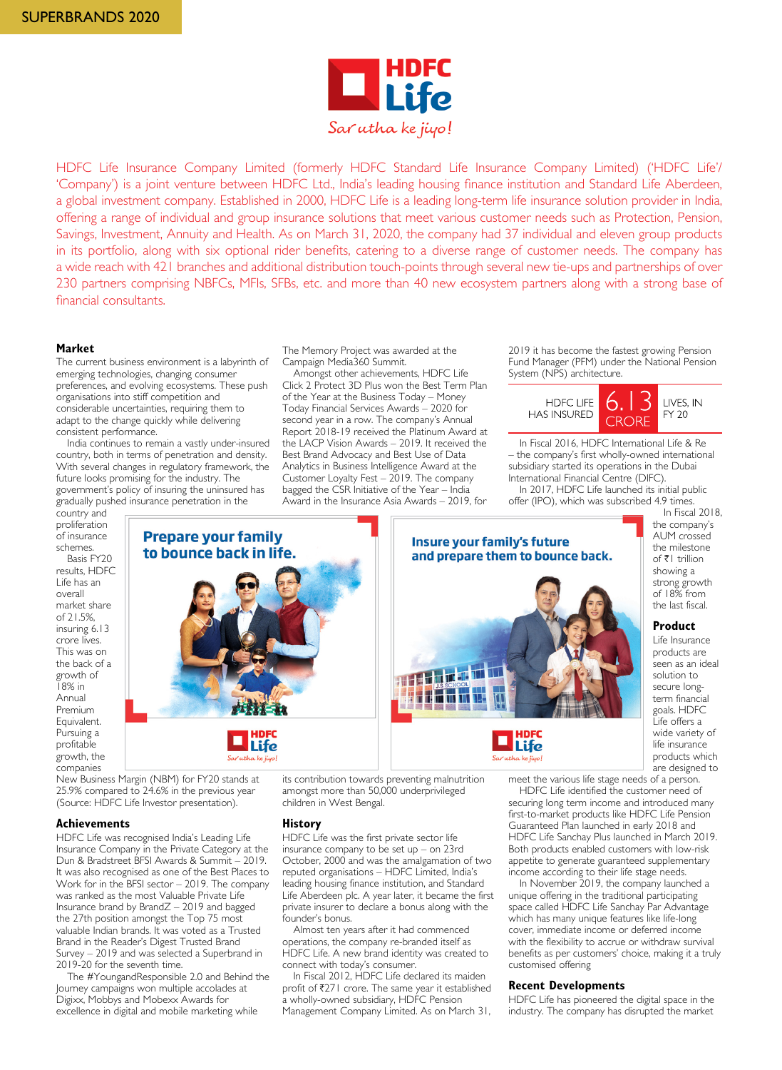SUPERBRANDS 2020

HDFC Life Insurance Company Limited (formerly HDFC Standard Life Insurance Company Limited) ('HDFC Life'/ 'Company') is a joint venture between HDFC Ltd., India's leading housing finance institution and Standard Life Aberdeen, a global investment company. Established in 2000, HDFC Life is a leading long-term life insurance solution provider in India, offering a range of individual and group insurance solutions that meet various customer needs such as Protection, Pension, Savings, Investment, Annuity and Health. As on March 31, 2020, the company had 37 individual and eleven group products in its portfolio, along with six optional rider benefits, catering to a diverse range of customer needs. The company has a wide reach with 421 branches and additional distribution touch-points through several new tie-ups and partnerships of over 230 partners comprising NBFCs, MFIs, SFBs, etc. and more than 40 new ecosystem partners along with a strong base of financial consultants.

## Market

The current business environment is a labyrinth of emerging technologies, changing consumer preferences, and evolving ecosystems. These push organisations into stiff competition and considerable uncertainties, requiring them to adapt to the change quickly while delivering consistent performance.

India continues to remain a vastly under-insured country, both in terms of penetration and density. With several changes in regulatory framework, the future looks promising for the industry. The government's policy of insuring the uninsured has gradually pushed insurance penetration in the country and proliferation of insurance schemes.

Basis FY20 results, HDFC Life has an overall market share of 21.5%, insuring 6.13 crore lives. This was on the back of a growth of 18% in Annual Premium Equivalent. Pursuing a profitable growth, the companies New Business Margin (NBM) for FY20 stands at 25.9% compared to 24.6% in the previous year (Source: HDFC Life Investor presentation).

## Achievements

HDFC Life was recognised India's Leading Life Insurance Company in the Private Category at the Dun & Bradstreet BFSI Awards & Summit – 2019. It was also recognised as one of the Best Places to Work for in the BFSI sector – 2019. The company was ranked as the most Valuable Private Life Insurance brand by BrandZ – 2019 and bagged the 27th position amongst the Top 75 most valuable Indian brands. It was voted as a Trusted Brand in the Reader's Digest Trusted Brand Survey – 2019 and was selected a Superbrand in 2019-20 for the seventh time.

The #YoungandResponsible 2.0 and Behind the Journey campaigns won multiple accolades at Digixx, Mobbys and Mobexx Awards for excellence in digital and mobile marketing while The Memory Project was awarded at the Campaign Media360 Summit.

Amongst other achievements, HDFC Life Click 2 Protect 3D Plus won the Best Term Plan of the Year at the Business Today – Money Today Financial Services Awards – 2020 for second year in a row. The company's Annual Report 2018-19 received the Platinum Award at the LACP Vision Awards – 2019. It received the Best Brand Advocacy and Best Use of Data Analytics in Business Intelligence Award at the Customer Loyalty Fest – 2019. The company bagged the CSR Initiative of the Year – India Award in the Insurance Asia Awards – 2019, for its contribution towards preventing malnutrition amongst more than 50,000 underprivileged children in West Bengal.

## History

HDFC Life was the first private sector life insurance company to be set up – on 23rd October, 2000 and was the amalgamation of two reputed organisations – HDFC Limited, India's leading housing finance institution, and Standard Life Aberdeen plc. A year later, it became the first private insurer to declare a bonus along with the founder's bonus.

Almost ten years after it had commenced operations, the company re-branded itself as HDFC Life. A new brand identity was created to connect with today's consumer.

In Fiscal 2012, HDFC Life declared its maiden profit of ₹271 crore. The same year it established a wholly-owned subsidiary, HDFC Pension Management Company Limited. As on March 31, 2019 it has become the fastest growing Pension Fund Manager (PFM) under the National Pension System (NPS) architecture.

HDFC LIFE HAS INSURED **6.13 CRORE** LIVES, IN FY 20

In Fiscal 2016, HDFC International Life & Re – the company's first wholly-owned international subsidiary started its operations in the Dubai International Financial Centre (DIFC).

In 2017, HDFC Life launched its initial public offer (IPO), which was subscribed 4.9 times.

In Fiscal 2018, the company's AUM crossed the milestone of ₹1 trillion showing a strong growth of 18% from the last fiscal.

## Product

Life Insurance products are seen as an ideal solution to secure long-term financial goals. HDFC Life offers a wide variety of life insurance products which are designed to meet the various life stage needs of a person.

HDFC Life identified the customer need of securing long term income and introduced many first-to-market products like HDFC Life Pension Guaranteed Plan launched in early 2018 and HDFC Life Sanchay Plus launched in March 2019. Both products enabled customers with low-risk appetite to generate guaranteed supplementary income according to their life stage needs.

In November 2019, the company launched a unique offering in the traditional participating space called HDFC Life Sanchay Par Advantage which has many unique features like life-long cover, immediate income or deferred income with the flexibility to accrue or withdraw survival benefits as per customers' choice, making it a truly customised offering

## Recent Developments

HDFC Life has pioneered the digital space in the industry. The company has disrupted the market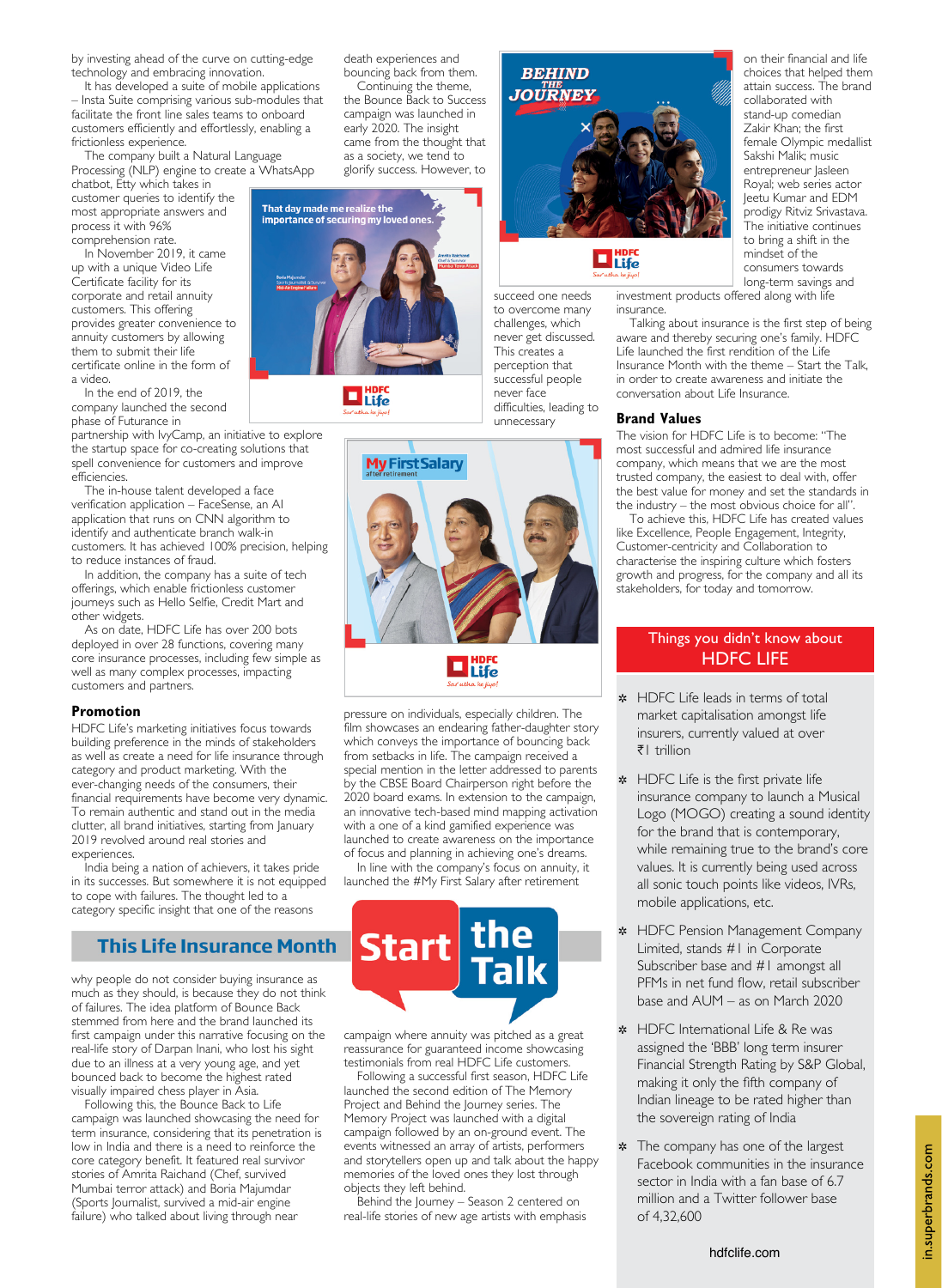by investing ahead of the curve on cutting-edge technology and embracing innovation.

It has developed a suite of mobile applications – Insta Suite comprising various sub-modules that facilitate the front line sales teams to onboard customers efficiently and effortlessly, enabling a frictionless experience.

The company built a Natural Language Processing (NLP) engine to create a WhatsApp chatbot, Etty which takes in customer queries to identify the most appropriate answers and process it with 96% comprehension rate.

In November 2019, it came up with a unique Video Life Certificate facility for its corporate and retail annuity customers. This offering provides greater convenience to annuity customers by allowing them to submit their life certificate online in the form of a video.

In the end of 2019, the company launched the second phase of Futurance in partnership with IvyCamp, an initiative to explore the startup space for co-creating solutions that spell convenience for customers and improve efficiencies.

The in-house talent developed a face verification application – FaceSense, an AI application that runs on CNN algorithm to identify and authenticate branch walk-in customers. It has achieved 100% precision, helping to reduce instances of fraud.

In addition, the company has a suite of tech offerings, which enable frictionless customer journeys such as Hello Selfie, Credit Mart and other widgets.

As on date, HDFC Life has over 200 bots deployed in over 28 functions, covering many core insurance processes, including few simple as well as many complex processes, impacting customers and partners.

### Promotion

HDFC Life's marketing initiatives focus towards building preference in the minds of stakeholders as well as create a need for life insurance through category and product marketing. With the ever-changing needs of the consumers, their financial requirements have become very dynamic. To remain authentic and stand out in the media clutter, all brand initiatives, starting from January 2019 revolved around real stories and experiences.

India being a nation of achievers, it takes pride in its successes. But somewhere it is not equipped to cope with failures. The thought led to a category specific insight that one of the reasons why people do not consider buying insurance as much as they should, is because they do not think of failures. The idea platform of Bounce Back stemmed from here and the brand launched its first campaign under this narrative focusing on the real-life story of Darpan Inani, who lost his sight due to an illness at a very young age, and yet bounced back to become the highest rated visually impaired chess player in Asia.

Following this, the Bounce Back to Life campaign was launched showcasing the need for term insurance, considering that its penetration is low in India and there is a need to reinforce the core category benefit. It featured real survivor stories of Amrita Raichand (Chef, survived Mumbai terror attack) and Boria Majumdar (Sports Journalist, survived a mid-air engine failure) who talked about living through near death experiences and bouncing back from them.

Continuing the theme, the Bounce Back to Success campaign was launched in early 2020. The insight came from the thought that as a society, we tend to glorify success. However, to succeed one needs to overcome many challenges, which never get discussed. This creates a perception that successful people never face difficulties, leading to unnecessary pressure on individuals, especially children. The film showcases an endearing father-daughter story which conveys the importance of bouncing back from setbacks in life. The campaign received a special mention in the letter addressed to parents by the CBSE Board Chairperson right before the 2020 board exams. In extension to the campaign, an innovative tech-based mind mapping activation with a one of a kind gamified experience was launched to create awareness on the importance of focus and planning in achieving one's dreams.

In line with the company's focus on annuity, it launched the #My First Salary after retirement campaign where annuity was pitched as a great reassurance for guaranteed income showcasing testimonials from real HDFC Life customers.

Following a successful first season, HDFC Life launched the second edition of The Memory Project and Behind the Journey series. The Memory Project was launched with a digital campaign followed by an on-ground event. The events witnessed an array of artists, performers and storytellers open up and talk about the happy memories of the loved ones they lost through objects they left behind.

Behind the Journey – Season 2 centered on real-life stories of new age artists with emphasis on their financial and life choices that helped them attain success. The brand collaborated with stand-up comedian Zakir Khan; the first female Olympic medallist Sakshi Malik; music entrepreneur Jasleen Royal; web series actor Jeetu Kumar and EDM prodigy Ritviz Srivastava. The initiative continues to bring a shift in the mindset of the consumers towards long-term savings and investment products offered along with life insurance.

Talking about insurance is the first step of being aware and thereby securing one's family. HDFC Life launched the first rendition of the Life Insurance Month with the theme – Start the Talk, in order to create awareness and initiate the conversation about Life Insurance.

### Brand Values

The vision for HDFC Life is to become: "The most successful and admired life insurance company, which means that we are the most trusted company, the easiest to deal with, offer the best value for money and set the standards in the industry – the most obvious choice for all".

To achieve this, HDFC Life has created values like Excellence, People Engagement, Integrity, Customer-centricity and Collaboration to characterise the inspiring culture which fosters growth and progress, for the company and all its stakeholders, for today and tomorrow.

### Things you didn't know about HDFC LIFE

* HDFC Life leads in terms of total market capitalisation amongst life insurers, currently valued at over ₹1 trillion
* HDFC Life is the first private life insurance company to launch a Musical Logo (MOGO) creating a sound identity for the brand that is contemporary, while remaining true to the brand's core values. It is currently being used across all sonic touch points like videos, IVRs, mobile applications, etc.
* HDFC Pension Management Company Limited, stands #1 in Corporate Subscriber base and #1 amongst all PFMs in net fund flow, retail subscriber base and AUM – as on March 2020
* HDFC International Life & Re was assigned the 'BBB' long term insurer Financial Strength Rating by S&P Global, making it only the fifth company of Indian lineage to be rated higher than the sovereign rating of India
* The company has one of the largest Facebook communities in the insurance sector in India with a fan base of 6.7 million and a Twitter follower base of 4,32,600

hdfclife.com